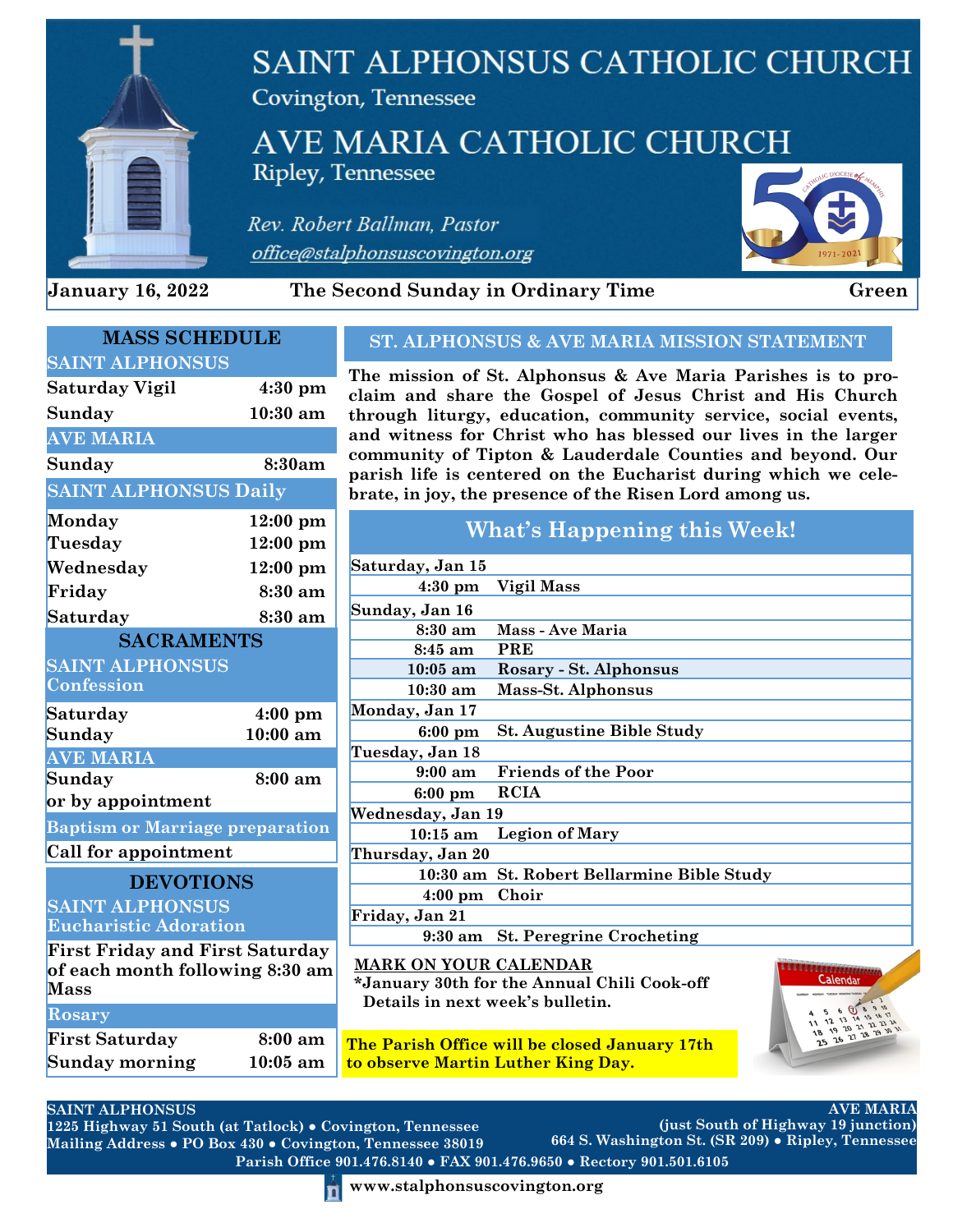# SAINT ALPHONSUS CATHOLIC CHURCH

Covington, Tennessee

# AVE MARIA CATHOLIC CHURCH

Ripley, Tennessee

*Rev. Robert Ballman, Pastor*

*office@stalphonsuscovington.org*

**January 16, 2022** **The Second Sunday in Ordinary Time** **Green**

## MASS SCHEDULE

| | |
|---|---|
| **SAINT ALPHONSUS** | |
| Saturday Vigil | 4:30 pm |
| Sunday | 10:30 am |
| **AVE MARIA** | |
| Sunday | 8:30am |
| **SAINT ALPHONSUS Daily** | |
| Monday | 12:00 pm |
| Tuesday | 12:00 pm |
| Wednesday | 12:00 pm |
| Friday | 8:30 am |
| Saturday | 8:30 am |

## SACRAMENTS

| | |
|---|---|
| **SAINT ALPHONSUS Confession** | |
| Saturday | 4:00 pm |
| Sunday | 10:00 am |
| **AVE MARIA** | |
| Sunday | 8:00 am |
| or by appointment | |
| **Baptism or Marriage preparation** | |
| Call for appointment | |

## DEVOTIONS

**SAINT ALPHONSUS Eucharistic Adoration**

First Friday and First Saturday of each month following 8:30 am Mass

| | |
|---|---|
| **Rosary** | |
| First Saturday | 8:00 am |
| Sunday morning | 10:05 am |

## ST. ALPHONSUS & AVE MARIA MISSION STATEMENT

**The mission of St. Alphonsus & Ave Maria Parishes is to proclaim and share the Gospel of Jesus Christ and His Church through liturgy, education, community service, social events, and witness for Christ who has blessed our lives in the larger community of Tipton & Lauderdale Counties and beyond. Our parish life is centered on the Eucharist during which we celebrate, in joy, the presence of the Risen Lord among us.**

## What's Happening this Week!

| | |
|---|---|
| **Saturday, Jan 15** | |
| 4:30 pm | Vigil Mass |
| **Sunday, Jan 16** | |
| 8:30 am | Mass - Ave Maria |
| 8:45 am | PRE |
| 10:05 am | Rosary - St. Alphonsus |
| 10:30 am | Mass-St. Alphonsus |
| **Monday, Jan 17** | |
| 6:00 pm | St. Augustine Bible Study |
| **Tuesday, Jan 18** | |
| 9:00 am | Friends of the Poor |
| 6:00 pm | RCIA |
| **Wednesday, Jan 19** | |
| 10:15 am | Legion of Mary |
| **Thursday, Jan 20** | |
| 10:30 am | St. Robert Bellarmine Bible Study |
| 4:00 pm | Choir |
| **Friday, Jan 21** | |
| 9:30 am | St. Peregrine Crocheting |

**MARK ON YOUR CALENDAR**

**\*January 30th for the Annual Chili Cook-off Details in next week's bulletin.**

**The Parish Office will be closed January 17th to observe Martin Luther King Day.**

**SAINT ALPHONSUS**
1225 Highway 51 South (at Tatlock) • Covington, Tennessee
Mailing Address • PO Box 430 • Covington, Tennessee 38019

**AVE MARIA**
(just South of Highway 19 junction)
664 S. Washington St. (SR 209) • Ripley, Tennessee

Parish Office 901.476.8140 • FAX 901.476.9650 • Rectory 901.501.6105

www.stalphonsuscovington.org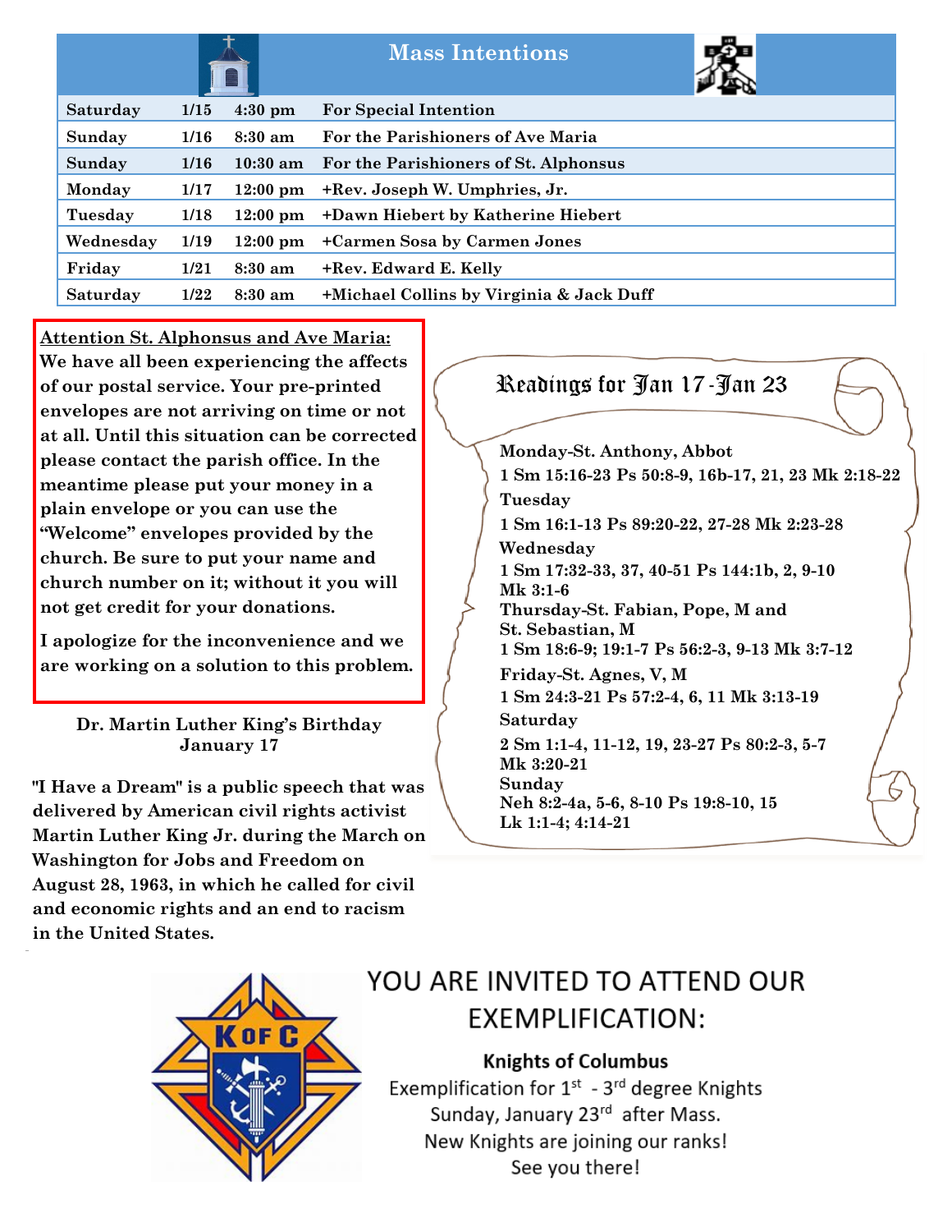## Mass Intentions

| | | | |
|---|---|---|---|
| Saturday | 1/15 | 4:30 pm | For Special Intention |
| Sunday | 1/16 | 8:30 am | For the Parishioners of Ave Maria |
| Sunday | 1/16 | 10:30 am | For the Parishioners of St. Alphonsus |
| Monday | 1/17 | 12:00 pm | +Rev. Joseph W. Umphries, Jr. |
| Tuesday | 1/18 | 12:00 pm | +Dawn Hiebert by Katherine Hiebert |
| Wednesday | 1/19 | 12:00 pm | +Carmen Sosa by Carmen Jones |
| Friday | 1/21 | 8:30 am | +Rev. Edward E. Kelly |
| Saturday | 1/22 | 8:30 am | +Michael Collins by Virginia & Jack Duff |

**Attention St. Alphonsus and Ave Maria:**

**We have all been experiencing the affects of our postal service. Your pre-printed envelopes are not arriving on time or not at all. Until this situation can be corrected please contact the parish office. In the meantime please put your money in a plain envelope or you can use the "Welcome" envelopes provided by the church. Be sure to put your name and church number on it; without it you will not get credit for your donations.**

**I apologize for the inconvenience and we are working on a solution to this problem.**

**Dr. Martin Luther King's Birthday**
**January 17**

**"I Have a Dream" is a public speech that was delivered by American civil rights activist Martin Luther King Jr. during the March on Washington for Jobs and Freedom on August 28, 1963, in which he called for civil and economic rights and an end to racism in the United States.**

## Readings for Jan 17 - Jan 23

**Monday-St. Anthony, Abbot**
1 Sm 15:16-23 Ps 50:8-9, 16b-17, 21, 23 Mk 2:18-22

**Tuesday**
1 Sm 16:1-13 Ps 89:20-22, 27-28 Mk 2:23-28

**Wednesday**
1 Sm 17:32-33, 37, 40-51 Ps 144:1b, 2, 9-10 Mk 3:1-6

**Thursday-St. Fabian, Pope, M and St. Sebastian, M**
1 Sm 18:6-9; 19:1-7 Ps 56:2-3, 9-13 Mk 3:7-12

**Friday-St. Agnes, V, M**
1 Sm 24:3-21 Ps 57:2-4, 6, 11 Mk 3:13-19

**Saturday**
2 Sm 1:1-4, 11-12, 19, 23-27 Ps 80:2-3, 5-7 Mk 3:20-21

**Sunday**
Neh 8:2-4a, 5-6, 8-10 Ps 19:8-10, 15 Lk 1:1-4; 4:14-21

## YOU ARE INVITED TO ATTEND OUR EXEMPLIFICATION:

**Knights of Columbus**

Exemplification for 1st - 3rd degree Knights
Sunday, January 23rd after Mass.
New Knights are joining our ranks!
See you there!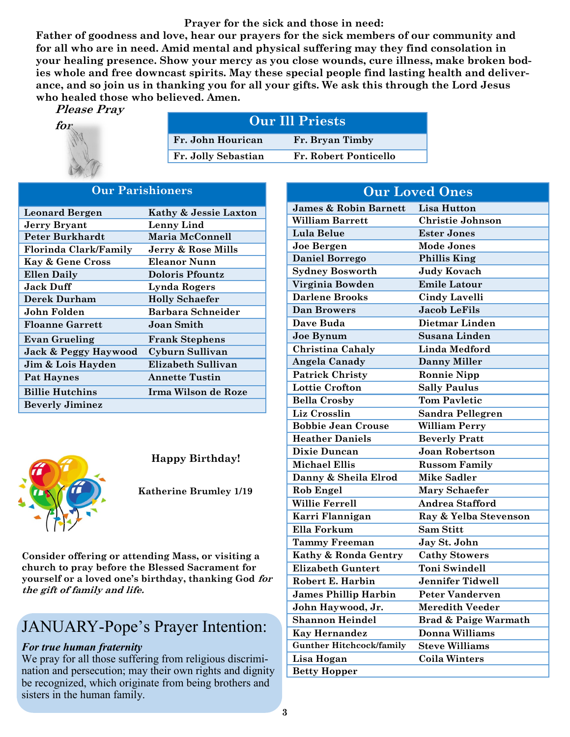**Prayer for the sick and those in need:**

**Father of goodness and love, hear our prayers for the sick members of our community and for all who are in need. Amid mental and physical suffering may they find consolation in your healing presence. Show your mercy as you close wounds, cure illness, make broken bodies whole and free downcast spirits. May these special people find lasting health and deliverance, and so join us in thanking you for all your gifts. We ask this through the Lord Jesus who healed those who believed. Amen.**

***Please Pray for***

## Our Ill Priests

| | |
|---|---|
| Fr. John Hourican | Fr. Bryan Timby |
| Fr. Jolly Sebastian | Fr. Robert Ponticello |

## Our Parishioners

| | |
|---|---|
| Leonard Bergen | Kathy & Jessie Laxton |
| Jerry Bryant | Lenny Lind |
| Peter Burkhardt | Maria McConnell |
| Florinda Clark/Family | Jerry & Rose Mills |
| Kay & Gene Cross | Eleanor Nunn |
| Ellen Daily | Doloris Pfountz |
| Jack Duff | Lynda Rogers |
| Derek Durham | Holly Schaefer |
| John Folden | Barbara Schneider |
| Floanne Garrett | Joan Smith |
| Evan Grueling | Frank Stephens |
| Jack & Peggy Haywood | Cyburn Sullivan |
| Jim & Lois Hayden | Elizabeth Sullivan |
| Pat Haynes | Annette Tustin |
| Billie Hutchins | Irma Wilson de Roze |
| Beverly Jiminez | |

## Our Loved Ones

| | |
|---|---|
| James & Robin Barnett | Lisa Hutton |
| William Barrett | Christie Johnson |
| Lula Belue | Ester Jones |
| Joe Bergen | Mode Jones |
| Daniel Borrego | Phillis King |
| Sydney Bosworth | Judy Kovach |
| Virginia Bowden | Emile Latour |
| Darlene Brooks | Cindy Lavelli |
| Dan Browers | Jacob LeFils |
| Dave Buda | Dietmar Linden |
| Joe Bynum | Susana Linden |
| Christina Cahaly | Linda Medford |
| Angela Canady | Danny Miller |
| Patrick Christy | Ronnie Nipp |
| Lottie Crofton | Sally Paulus |
| Bella Crosby | Tom Pavletic |
| Liz Crosslin | Sandra Pellegren |
| Bobbie Jean Crouse | William Perry |
| Heather Daniels | Beverly Pratt |
| Dixie Duncan | Joan Robertson |
| Michael Ellis | Russom Family |
| Danny & Sheila Elrod | Mike Sadler |
| Rob Engel | Mary Schaefer |
| Willie Ferrell | Andrea Stafford |
| Karri Flannigan | Ray & Yelba Stevenson |
| Ella Forkum | Sam Stitt |
| Tammy Freeman | Jay St. John |
| Kathy & Ronda Gentry | Cathy Stowers |
| Elizabeth Guntert | Toni Swindell |
| Robert E. Harbin | Jennifer Tidwell |
| James Phillip Harbin | Peter Vanderven |
| John Haywood, Jr. | Meredith Veeder |
| Shannon Heindel | Brad & Paige Warmath |
| Kay Hernandez | Donna Williams |
| Gunther Hitchcock/family | Steve Williams |
| Lisa Hogan | Coila Winters |
| Betty Hopper | |

**Happy Birthday!**

**Katherine Brumley 1/19**

**Consider offering or attending Mass, or visiting a church to pray before the Blessed Sacrament for yourself or a loved one's birthday, thanking God *for the gift of family and life.***

## JANUARY-Pope's Prayer Intention:

***For true human fraternity***

We pray for all those suffering from religious discrimination and persecution; may their own rights and dignity be recognized, which originate from being brothers and sisters in the human family.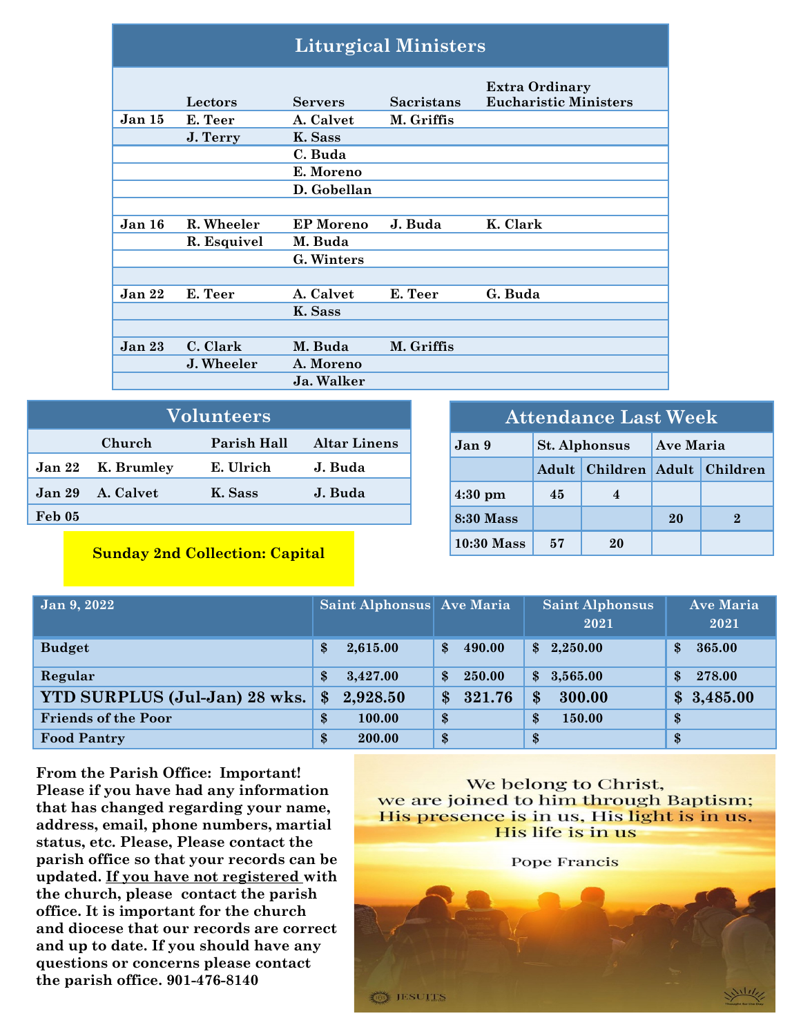## Liturgical Ministers

| | Lectors | Servers | Sacristans | Extra Ordinary Eucharistic Ministers |
|---|---|---|---|---|
| Jan 15 | E. Teer | A. Calvet | M. Griffis | |
| | J. Terry | K. Sass | | |
| | | C. Buda | | |
| | | E. Moreno | | |
| | | D. Gobellan | | |
| | | | | |
| Jan 16 | R. Wheeler | EP Moreno | J. Buda | K. Clark |
| | R. Esquivel | M. Buda | | |
| | | G. Winters | | |
| | | | | |
| Jan 22 | E. Teer | A. Calvet | E. Teer | G. Buda |
| | | K. Sass | | |
| | | | | |
| Jan 23 | C. Clark | M. Buda | M. Griffis | |
| | J. Wheeler | A. Moreno | | |
| | | Ja. Walker | | |

## Volunteers

| | Church | Parish Hall | Altar Linens |
|---|---|---|---|
| Jan 22 | K. Brumley | E. Ulrich | J. Buda |
| Jan 29 | A. Calvet | K. Sass | J. Buda |
| Feb 05 | | | |

**Sunday 2nd Collection: Capital**

## Attendance Last Week

| Jan 9 | St. Alphonsus | | Ave Maria | |
|---|---|---|---|---|
| | Adult | Children | Adult | Children |
| 4:30 pm | 45 | 4 | | |
| 8:30 Mass | | | 20 | 2 |
| 10:30 Mass | 57 | 20 | | |

| Jan 9, 2022 | Saint Alphonsus | Ave Maria | Saint Alphonsus 2021 | Ave Maria 2021 |
|---|---|---|---|---|
| Budget | $ 2,615.00 | $ 490.00 | $ 2,250.00 | $ 365.00 |
| Regular | $ 3,427.00 | $ 250.00 | $ 3,565.00 | $ 278.00 |
| **YTD SURPLUS (Jul-Jan) 28 wks.** | **$ 2,928.50** | **$ 321.76** | **$ 300.00** | **$ 3,485.00** |
| Friends of the Poor | $ 100.00 | $ | $ 150.00 | $ |
| Food Pantry | $ 200.00 | $ | $ | $ |

**From the Parish Office: Important! Please if you have had any information that has changed regarding your name, address, email, phone numbers, martial status, etc. Please, Please contact the parish office so that your records can be updated. <u>If you have not registered</u> with the church, please contact the parish office. It is important for the church and diocese that our records are correct and up to date. If you should have any questions or concerns please contact the parish office. 901-476-8140**

We belong to Christ,
we are joined to him through Baptism;
His presence is in us, His light is in us,
His life is in us

Pope Francis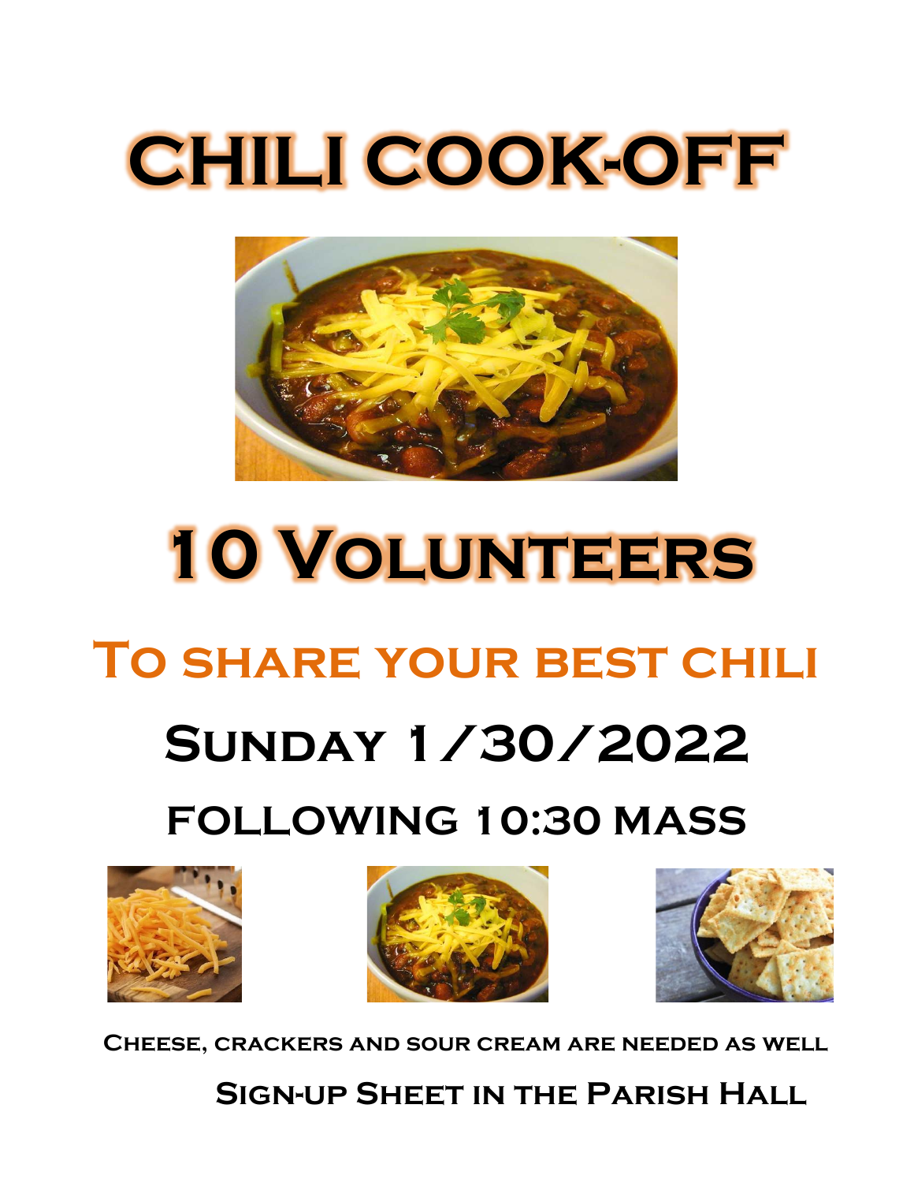# CHILI COOK-OFF

# 10 Volunteers

## To share your best chili

## Sunday 1/30/2022

## FOLLOWING 10:30 MASS

**Cheese, crackers and sour cream are needed as well**

**Sign-up Sheet in the Parish Hall**